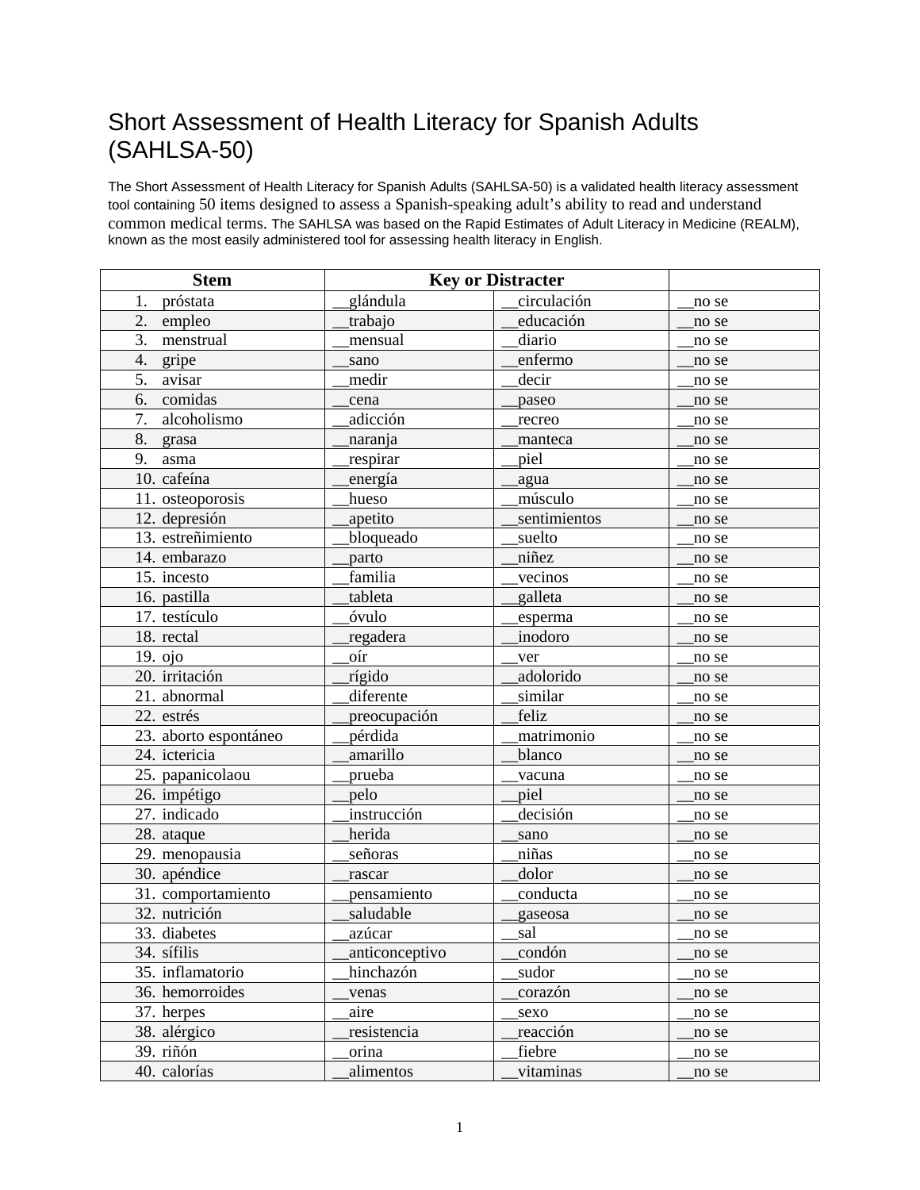# Short Assessment of Health Literacy for Spanish Adults (SAHLSA-50)

The Short Assessment of Health Literacy for Spanish Adults (SAHLSA-50) is a validated health literacy assessment tool containing 50 items designed to assess a Spanish-speaking adult's ability to read and understand common medical terms. The SAHLSA was based on the Rapid Estimates of Adult Literacy in Medicine (REALM), known as the most easily administered tool for assessing health literacy in English.

| Stem | Key or Distracter | | |
|---|---|---|---|
| 1. próstata | __glándula | __circulación | __no se |
| 2. empleo | __trabajo | __educación | __no se |
| 3. menstrual | __mensual | __diario | __no se |
| 4. gripe | __sano | __enfermo | __no se |
| 5. avisar | __medir | __decir | __no se |
| 6. comidas | __cena | __paseo | __no se |
| 7. alcoholismo | __adicción | __recreo | __no se |
| 8. grasa | __naranja | __manteca | __no se |
| 9. asma | __respirar | __piel | __no se |
| 10. cafeína | __energía | __agua | __no se |
| 11. osteoporosis | __hueso | __músculo | __no se |
| 12. depresión | __apetito | __sentimientos | __no se |
| 13. estreñimiento | __bloqueado | __suelto | __no se |
| 14. embarazo | __parto | __niñez | __no se |
| 15. incesto | __familia | __vecinos | __no se |
| 16. pastilla | __tableta | __galleta | __no se |
| 17. testículo | __óvulo | __esperma | __no se |
| 18. rectal | __regadera | __inodoro | __no se |
| 19. ojo | __oír | __ver | __no se |
| 20. irritación | __rígido | __adolorido | __no se |
| 21. abnormal | __diferente | __similar | __no se |
| 22. estrés | __preocupación | __feliz | __no se |
| 23. aborto espontáneo | __pérdida | __matrimonio | __no se |
| 24. ictericia | __amarillo | __blanco | __no se |
| 25. papanicolaou | __prueba | __vacuna | __no se |
| 26. impétigo | __pelo | __piel | __no se |
| 27. indicado | __instrucción | __decisión | __no se |
| 28. ataque | __herida | __sano | __no se |
| 29. menopausia | __señoras | __niñas | __no se |
| 30. apéndice | __rascar | __dolor | __no se |
| 31. comportamiento | __pensamiento | __conducta | __no se |
| 32. nutrición | __saludable | __gaseosa | __no se |
| 33. diabetes | __azúcar | __sal | __no se |
| 34. sífilis | __anticonceptivo | __condón | __no se |
| 35. inflamatorio | __hinchazón | __sudor | __no se |
| 36. hemorroides | __venas | __corazón | __no se |
| 37. herpes | __aire | __sexo | __no se |
| 38. alérgico | __resistencia | __reacción | __no se |
| 39. riñón | __orina | __fiebre | __no se |
| 40. calorías | __alimentos | __vitaminas | __no se |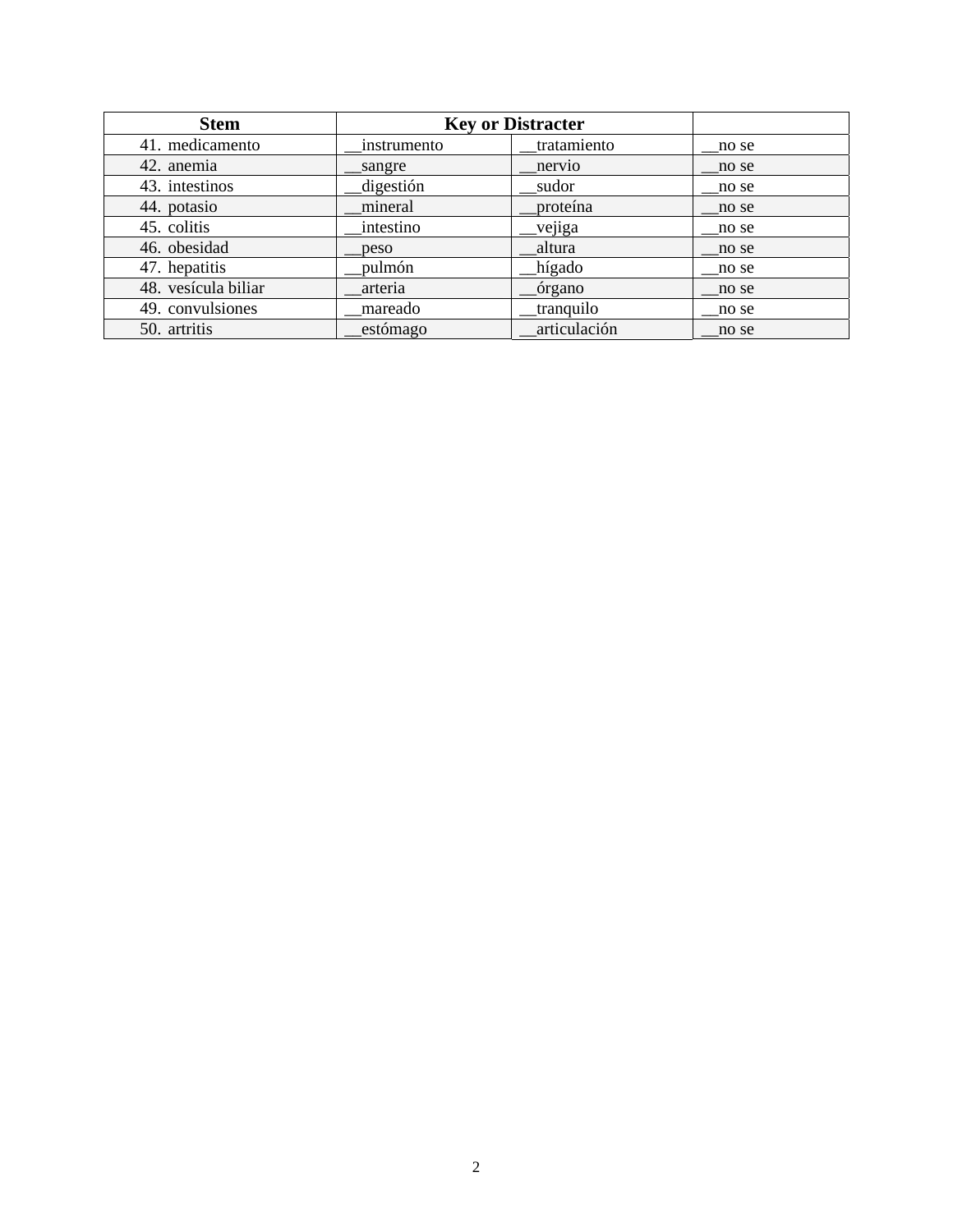| Stem | Key or Distracter | | |
|---|---|---|---|
| 41. medicamento | __instrumento | __tratamiento | __no se |
| 42. anemia | __sangre | __nervio | __no se |
| 43. intestinos | __digestión | __sudor | __no se |
| 44. potasio | __mineral | __proteína | __no se |
| 45. colitis | __intestino | __vejiga | __no se |
| 46. obesidad | __peso | __altura | __no se |
| 47. hepatitis | __pulmón | __hígado | __no se |
| 48. vesícula biliar | __arteria | __órgano | __no se |
| 49. convulsiones | __mareado | __tranquilo | __no se |
| 50. artritis | __estómago | __articulación | __no se |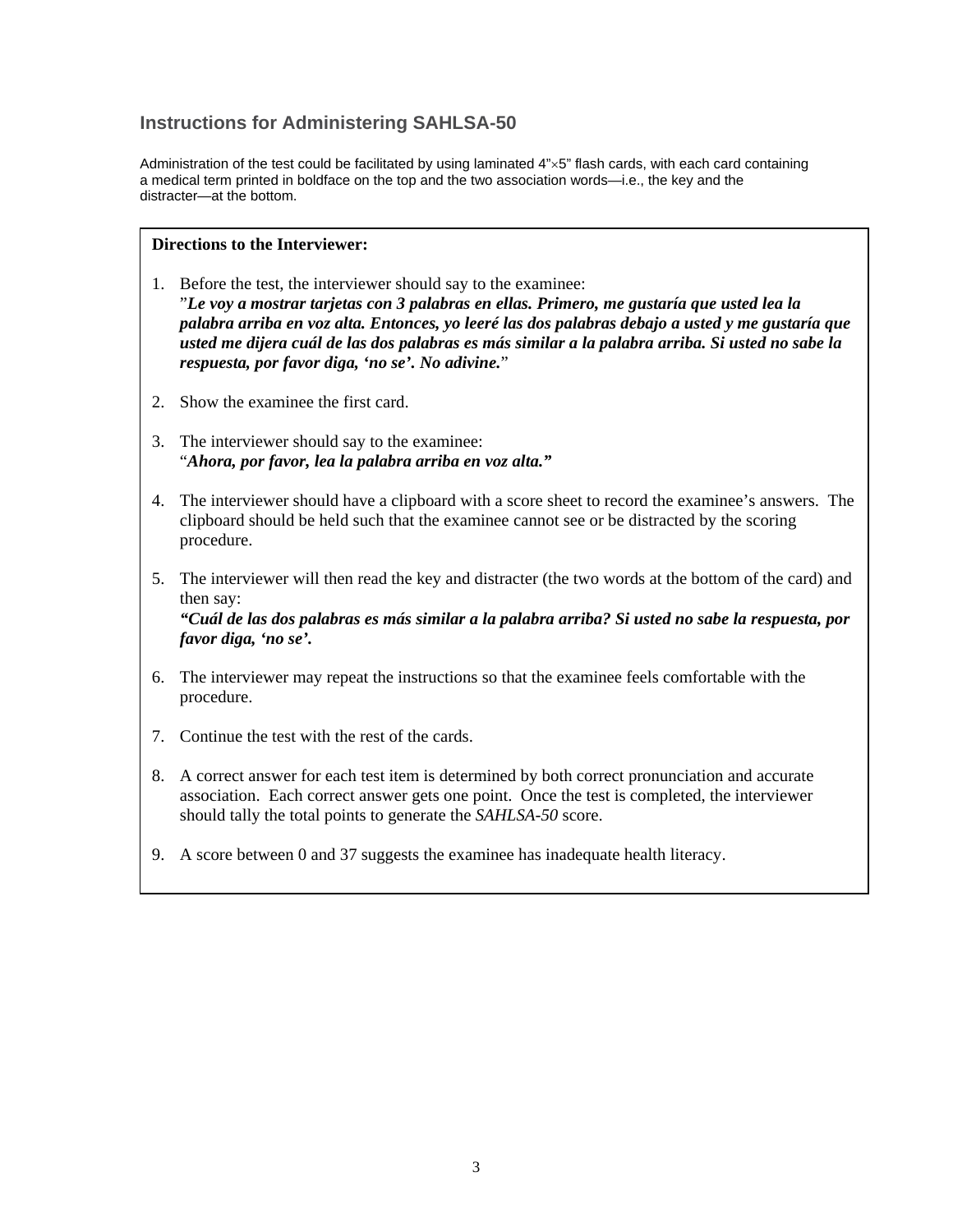## Instructions for Administering SAHLSA-50

Administration of the test could be facilitated by using laminated 4”×5” flash cards, with each card containing a medical term printed in boldface on the top and the two association words—i.e., the key and the distracter—at the bottom.

**Directions to the Interviewer:**

1. Before the test, the interviewer should say to the examinee:
   ”***Le voy a mostrar tarjetas con 3 palabras en ellas. Primero, me gustaría que usted lea la palabra arriba en voz alta. Entonces, yo leeré las dos palabras debajo a usted y me gustaría que usted me dijera cuál de las dos palabras es más similar a la palabra arriba. Si usted no sabe la respuesta, por favor diga, ‘no se’. No adivine.***”

2. Show the examinee the first card.

3. The interviewer should say to the examinee:
   “***Ahora, por favor, lea la palabra arriba en voz alta.”***

4. The interviewer should have a clipboard with a score sheet to record the examinee’s answers. The clipboard should be held such that the examinee cannot see or be distracted by the scoring procedure.

5. The interviewer will then read the key and distracter (the two words at the bottom of the card) and then say:
   ***“Cuál de las dos palabras es más similar a la palabra arriba? Si usted no sabe la respuesta, por favor diga, ‘no se’.***

6. The interviewer may repeat the instructions so that the examinee feels comfortable with the procedure.

7. Continue the test with the rest of the cards.

8. A correct answer for each test item is determined by both correct pronunciation and accurate association. Each correct answer gets one point. Once the test is completed, the interviewer should tally the total points to generate the *SAHLSA-50* score.

9. A score between 0 and 37 suggests the examinee has inadequate health literacy.